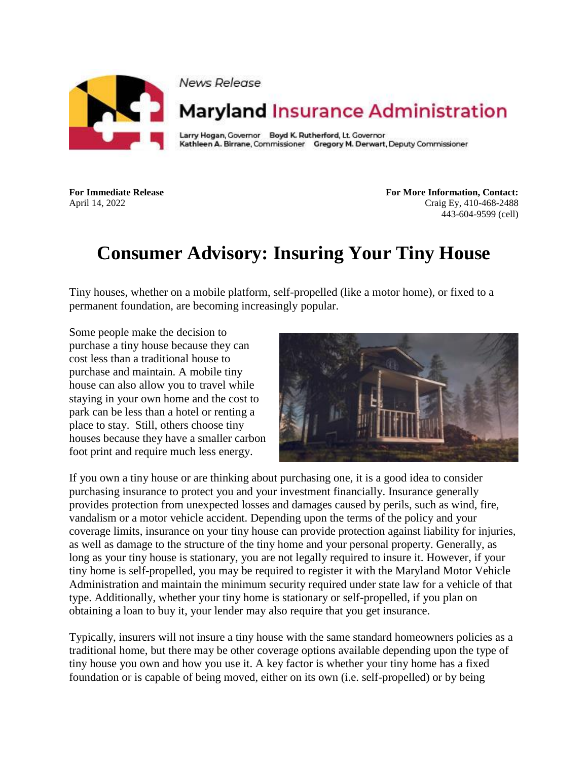News Release

# Maryland Insurance Administration

Larry Hogan, Governor    Boyd K. Rutherford, Lt. Governor
Kathleen A. Birrane, Commissioner    Gregory M. Derwart, Deputy Commissioner

**For Immediate Release**
April 14, 2022

**For More Information, Contact:**
Craig Ey, 410-468-2488
443-604-9599 (cell)

# Consumer Advisory: Insuring Your Tiny House

Tiny houses, whether on a mobile platform, self-propelled (like a motor home), or fixed to a permanent foundation, are becoming increasingly popular.

Some people make the decision to purchase a tiny house because they can cost less than a traditional house to purchase and maintain. A mobile tiny house can also allow you to travel while staying in your own home and the cost to park can be less than a hotel or renting a place to stay. Still, others choose tiny houses because they have a smaller carbon foot print and require much less energy.

If you own a tiny house or are thinking about purchasing one, it is a good idea to consider purchasing insurance to protect you and your investment financially. Insurance generally provides protection from unexpected losses and damages caused by perils, such as wind, fire, vandalism or a motor vehicle accident. Depending upon the terms of the policy and your coverage limits, insurance on your tiny house can provide protection against liability for injuries, as well as damage to the structure of the tiny home and your personal property. Generally, as long as your tiny house is stationary, you are not legally required to insure it. However, if your tiny home is self-propelled, you may be required to register it with the Maryland Motor Vehicle Administration and maintain the minimum security required under state law for a vehicle of that type. Additionally, whether your tiny home is stationary or self-propelled, if you plan on obtaining a loan to buy it, your lender may also require that you get insurance.

Typically, insurers will not insure a tiny house with the same standard homeowners policies as a traditional home, but there may be other coverage options available depending upon the type of tiny house you own and how you use it. A key factor is whether your tiny home has a fixed foundation or is capable of being moved, either on its own (i.e. self-propelled) or by being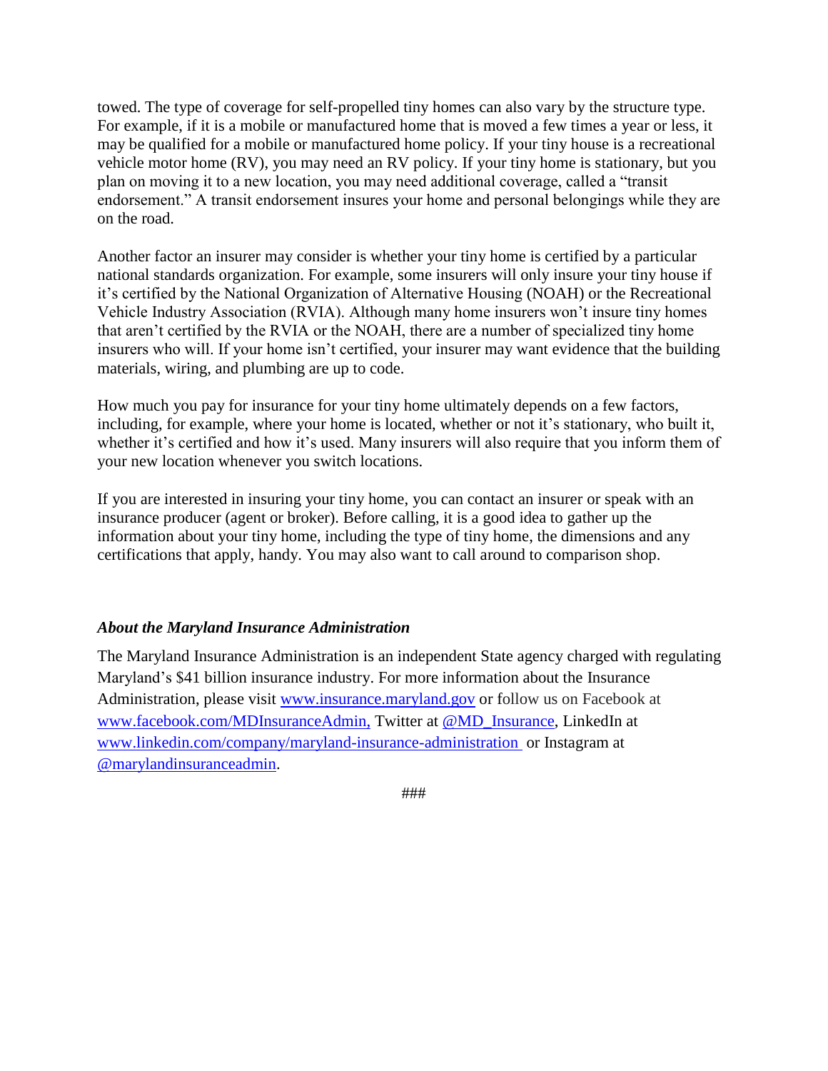towed. The type of coverage for self-propelled tiny homes can also vary by the structure type. For example, if it is a mobile or manufactured home that is moved a few times a year or less, it may be qualified for a mobile or manufactured home policy. If your tiny house is a recreational vehicle motor home (RV), you may need an RV policy. If your tiny home is stationary, but you plan on moving it to a new location, you may need additional coverage, called a "transit endorsement." A transit endorsement insures your home and personal belongings while they are on the road.

Another factor an insurer may consider is whether your tiny home is certified by a particular national standards organization. For example, some insurers will only insure your tiny house if it's certified by the National Organization of Alternative Housing (NOAH) or the Recreational Vehicle Industry Association (RVIA). Although many home insurers won't insure tiny homes that aren't certified by the RVIA or the NOAH, there are a number of specialized tiny home insurers who will. If your home isn't certified, your insurer may want evidence that the building materials, wiring, and plumbing are up to code.

How much you pay for insurance for your tiny home ultimately depends on a few factors, including, for example, where your home is located, whether or not it's stationary, who built it, whether it's certified and how it's used. Many insurers will also require that you inform them of your new location whenever you switch locations.

If you are interested in insuring your tiny home, you can contact an insurer or speak with an insurance producer (agent or broker). Before calling, it is a good idea to gather up the information about your tiny home, including the type of tiny home, the dimensions and any certifications that apply, handy. You may also want to call around to comparison shop.

***About the Maryland Insurance Administration***

The Maryland Insurance Administration is an independent State agency charged with regulating Maryland's $41 billion insurance industry. For more information about the Insurance Administration, please visit www.insurance.maryland.gov or follow us on Facebook at www.facebook.com/MDInsuranceAdmin, Twitter at @MD_Insurance, LinkedIn at www.linkedin.com/company/maryland-insurance-administration or Instagram at @marylandinsuranceadmin.

###